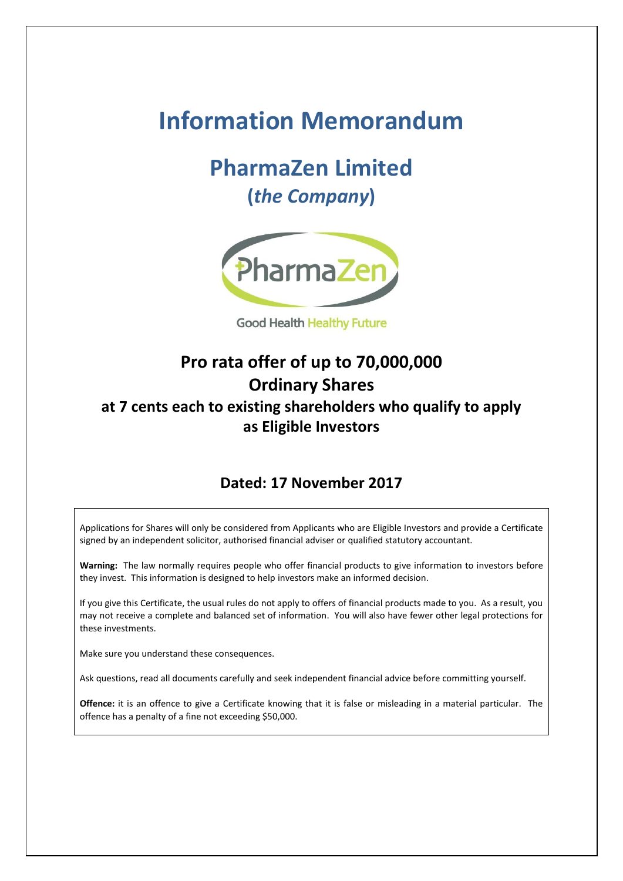# Information Memorandum

## PharmaZen Limited

## (*the Company*)

Good Health Healthy Future

## Pro rata offer of up to 70,000,000 Ordinary Shares

### at 7 cents each to existing shareholders who qualify to apply as Eligible Investors

### Dated: 17 November 2017

Applications for Shares will only be considered from Applicants who are Eligible Investors and provide a Certificate signed by an independent solicitor, authorised financial adviser or qualified statutory accountant.

**Warning:** The law normally requires people who offer financial products to give information to investors before they invest. This information is designed to help investors make an informed decision.

If you give this Certificate, the usual rules do not apply to offers of financial products made to you. As a result, you may not receive a complete and balanced set of information. You will also have fewer other legal protections for these investments.

Make sure you understand these consequences.

Ask questions, read all documents carefully and seek independent financial advice before committing yourself.

**Offence:** it is an offence to give a Certificate knowing that it is false or misleading in a material particular. The offence has a penalty of a fine not exceeding $50,000.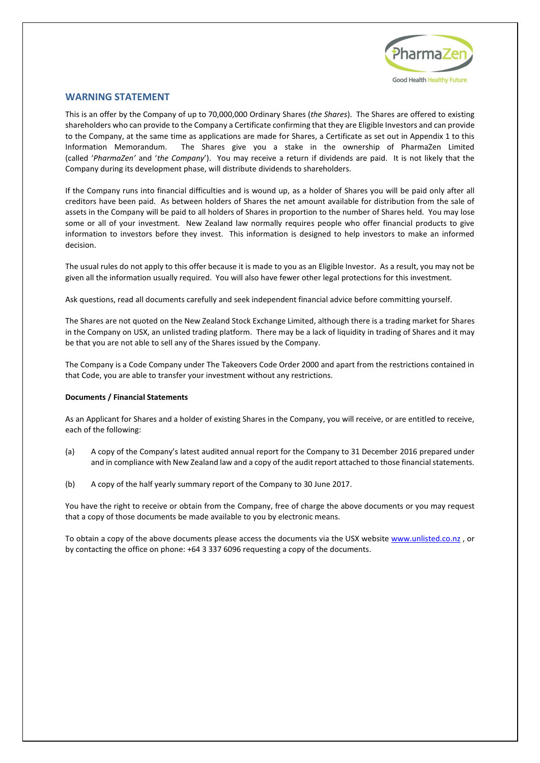## WARNING STATEMENT

This is an offer by the Company of up to 70,000,000 Ordinary Shares (*the Shares*). The Shares are offered to existing shareholders who can provide to the Company a Certificate confirming that they are Eligible Investors and can provide to the Company, at the same time as applications are made for Shares, a Certificate as set out in Appendix 1 to this Information Memorandum. The Shares give you a stake in the ownership of PharmaZen Limited (called '*PharmaZen'* and '*the Company*'). You may receive a return if dividends are paid. It is not likely that the Company during its development phase, will distribute dividends to shareholders.

If the Company runs into financial difficulties and is wound up, as a holder of Shares you will be paid only after all creditors have been paid. As between holders of Shares the net amount available for distribution from the sale of assets in the Company will be paid to all holders of Shares in proportion to the number of Shares held. You may lose some or all of your investment. New Zealand law normally requires people who offer financial products to give information to investors before they invest. This information is designed to help investors to make an informed decision.

The usual rules do not apply to this offer because it is made to you as an Eligible Investor. As a result, you may not be given all the information usually required. You will also have fewer other legal protections for this investment.

Ask questions, read all documents carefully and seek independent financial advice before committing yourself.

The Shares are not quoted on the New Zealand Stock Exchange Limited, although there is a trading market for Shares in the Company on USX, an unlisted trading platform. There may be a lack of liquidity in trading of Shares and it may be that you are not able to sell any of the Shares issued by the Company.

The Company is a Code Company under The Takeovers Code Order 2000 and apart from the restrictions contained in that Code, you are able to transfer your investment without any restrictions.

**Documents / Financial Statements**

As an Applicant for Shares and a holder of existing Shares in the Company, you will receive, or are entitled to receive, each of the following:

(a) A copy of the Company's latest audited annual report for the Company to 31 December 2016 prepared under and in compliance with New Zealand law and a copy of the audit report attached to those financial statements.

(b) A copy of the half yearly summary report of the Company to 30 June 2017.

You have the right to receive or obtain from the Company, free of charge the above documents or you may request that a copy of those documents be made available to you by electronic means.

To obtain a copy of the above documents please access the documents via the USX website www.unlisted.co.nz , or by contacting the office on phone: +64 3 337 6096 requesting a copy of the documents.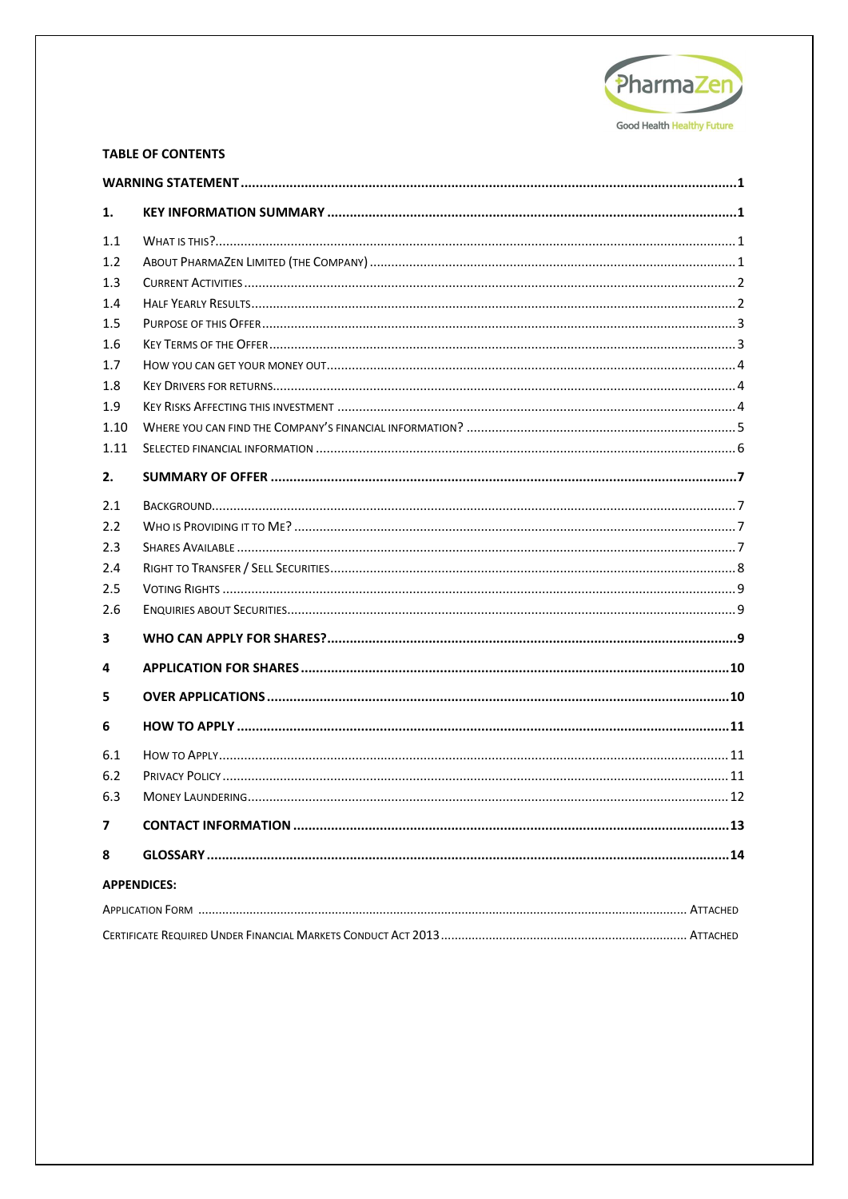**TABLE OF CONTENTS**

| | | |
|---|---|---|
| **WARNING STATEMENT** | | **1** |
| **1.** | **KEY INFORMATION SUMMARY** | **1** |
| 1.1 | WHAT IS THIS? | 1 |
| 1.2 | ABOUT PHARMAZEN LIMITED (THE COMPANY) | 1 |
| 1.3 | CURRENT ACTIVITIES | 2 |
| 1.4 | HALF YEARLY RESULTS | 2 |
| 1.5 | PURPOSE OF THIS OFFER | 3 |
| 1.6 | KEY TERMS OF THE OFFER | 3 |
| 1.7 | HOW YOU CAN GET YOUR MONEY OUT | 4 |
| 1.8 | KEY DRIVERS FOR RETURNS | 4 |
| 1.9 | KEY RISKS AFFECTING THIS INVESTMENT | 4 |
| 1.10 | WHERE YOU CAN FIND THE COMPANY'S FINANCIAL INFORMATION? | 5 |
| 1.11 | SELECTED FINANCIAL INFORMATION | 6 |
| **2.** | **SUMMARY OF OFFER** | **7** |
| 2.1 | BACKGROUND | 7 |
| 2.2 | WHO IS PROVIDING IT TO ME? | 7 |
| 2.3 | SHARES AVAILABLE | 7 |
| 2.4 | RIGHT TO TRANSFER / SELL SECURITIES | 8 |
| 2.5 | VOTING RIGHTS | 9 |
| 2.6 | ENQUIRIES ABOUT SECURITIES | 9 |
| **3** | **WHO CAN APPLY FOR SHARES?** | **9** |
| **4** | **APPLICATION FOR SHARES** | **10** |
| **5** | **OVER APPLICATIONS** | **10** |
| **6** | **HOW TO APPLY** | **11** |
| 6.1 | HOW TO APPLY | 11 |
| 6.2 | PRIVACY POLICY | 11 |
| 6.3 | MONEY LAUNDERING | 12 |
| **7** | **CONTACT INFORMATION** | **13** |
| **8** | **GLOSSARY** | **14** |

**APPENDICES:**

| | |
|---|---|
| APPLICATION FORM | ATTACHED |
| CERTIFICATE REQUIRED UNDER FINANCIAL MARKETS CONDUCT ACT 2013 | ATTACHED |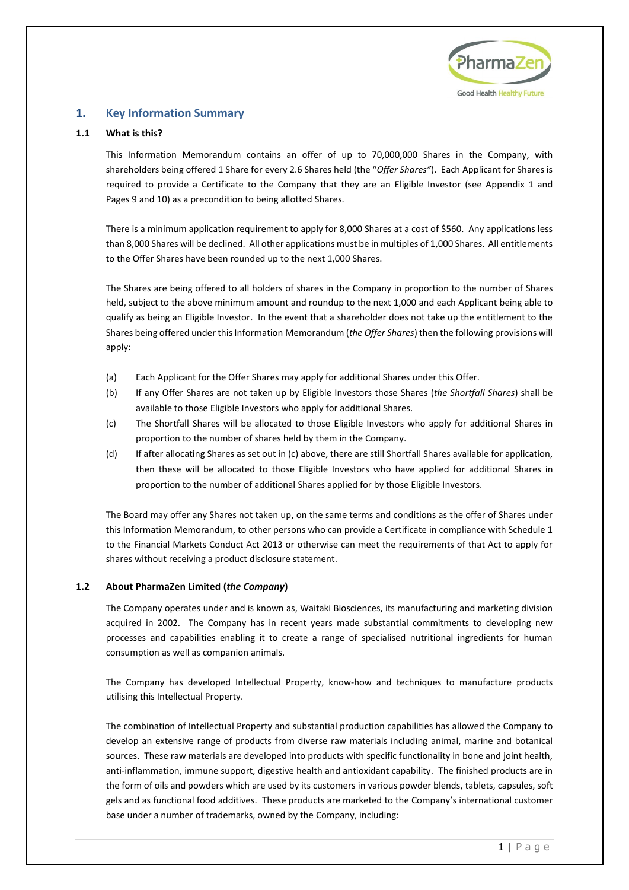## 1. Key Information Summary

### 1.1 What is this?

This Information Memorandum contains an offer of up to 70,000,000 Shares in the Company, with shareholders being offered 1 Share for every 2.6 Shares held (the "*Offer Shares"*). Each Applicant for Shares is required to provide a Certificate to the Company that they are an Eligible Investor (see Appendix 1 and Pages 9 and 10) as a precondition to being allotted Shares.

There is a minimum application requirement to apply for 8,000 Shares at a cost of $560. Any applications less than 8,000 Shares will be declined. All other applications must be in multiples of 1,000 Shares. All entitlements to the Offer Shares have been rounded up to the next 1,000 Shares.

The Shares are being offered to all holders of shares in the Company in proportion to the number of Shares held, subject to the above minimum amount and roundup to the next 1,000 and each Applicant being able to qualify as being an Eligible Investor. In the event that a shareholder does not take up the entitlement to the Shares being offered under this Information Memorandum (*the Offer Shares*) then the following provisions will apply:

(a) Each Applicant for the Offer Shares may apply for additional Shares under this Offer.

(b) If any Offer Shares are not taken up by Eligible Investors those Shares (*the Shortfall Shares*) shall be available to those Eligible Investors who apply for additional Shares.

(c) The Shortfall Shares will be allocated to those Eligible Investors who apply for additional Shares in proportion to the number of shares held by them in the Company.

(d) If after allocating Shares as set out in (c) above, there are still Shortfall Shares available for application, then these will be allocated to those Eligible Investors who have applied for additional Shares in proportion to the number of additional Shares applied for by those Eligible Investors.

The Board may offer any Shares not taken up, on the same terms and conditions as the offer of Shares under this Information Memorandum, to other persons who can provide a Certificate in compliance with Schedule 1 to the Financial Markets Conduct Act 2013 or otherwise can meet the requirements of that Act to apply for shares without receiving a product disclosure statement.

### 1.2 About PharmaZen Limited (*the Company*)

The Company operates under and is known as, Waitaki Biosciences, its manufacturing and marketing division acquired in 2002. The Company has in recent years made substantial commitments to developing new processes and capabilities enabling it to create a range of specialised nutritional ingredients for human consumption as well as companion animals.

The Company has developed Intellectual Property, know-how and techniques to manufacture products utilising this Intellectual Property.

The combination of Intellectual Property and substantial production capabilities has allowed the Company to develop an extensive range of products from diverse raw materials including animal, marine and botanical sources. These raw materials are developed into products with specific functionality in bone and joint health, anti-inflammation, immune support, digestive health and antioxidant capability. The finished products are in the form of oils and powders which are used by its customers in various powder blends, tablets, capsules, soft gels and as functional food additives. These products are marketed to the Company's international customer base under a number of trademarks, owned by the Company, including: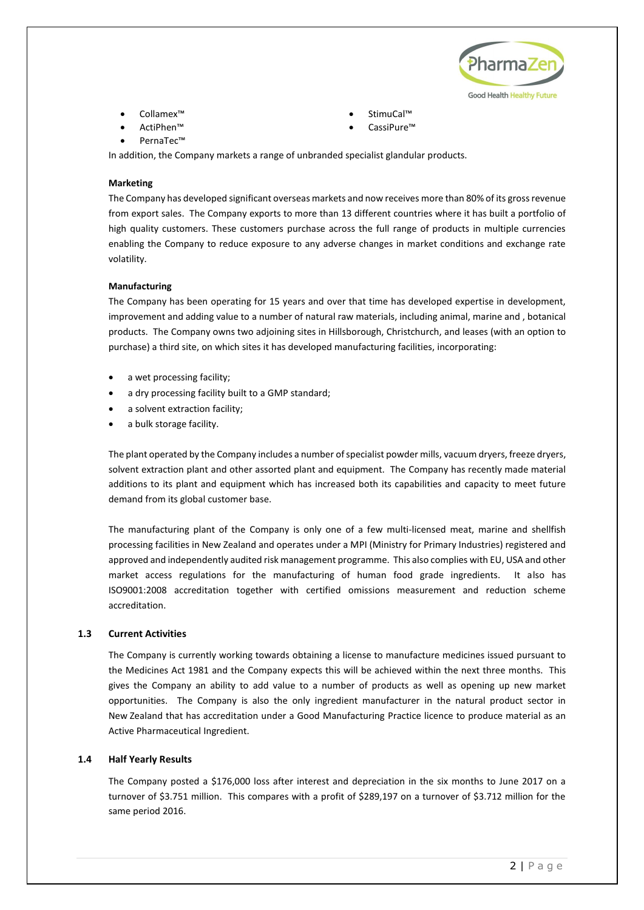- Collamex™
- ActiPhen™
- PernaTec™
- StimuCal™
- CassiPure™

In addition, the Company markets a range of unbranded specialist glandular products.

**Marketing**

The Company has developed significant overseas markets and now receives more than 80% of its gross revenue from export sales. The Company exports to more than 13 different countries where it has built a portfolio of high quality customers. These customers purchase across the full range of products in multiple currencies enabling the Company to reduce exposure to any adverse changes in market conditions and exchange rate volatility.

**Manufacturing**

The Company has been operating for 15 years and over that time has developed expertise in development, improvement and adding value to a number of natural raw materials, including animal, marine and , botanical products. The Company owns two adjoining sites in Hillsborough, Christchurch, and leases (with an option to purchase) a third site, on which sites it has developed manufacturing facilities, incorporating:

- a wet processing facility;
- a dry processing facility built to a GMP standard;
- a solvent extraction facility;
- a bulk storage facility.

The plant operated by the Company includes a number of specialist powder mills, vacuum dryers, freeze dryers, solvent extraction plant and other assorted plant and equipment. The Company has recently made material additions to its plant and equipment which has increased both its capabilities and capacity to meet future demand from its global customer base.

The manufacturing plant of the Company is only one of a few multi-licensed meat, marine and shellfish processing facilities in New Zealand and operates under a MPI (Ministry for Primary Industries) registered and approved and independently audited risk management programme. This also complies with EU, USA and other market access regulations for the manufacturing of human food grade ingredients. It also has ISO9001:2008 accreditation together with certified omissions measurement and reduction scheme accreditation.

## 1.3 Current Activities

The Company is currently working towards obtaining a license to manufacture medicines issued pursuant to the Medicines Act 1981 and the Company expects this will be achieved within the next three months. This gives the Company an ability to add value to a number of products as well as opening up new market opportunities. The Company is also the only ingredient manufacturer in the natural product sector in New Zealand that has accreditation under a Good Manufacturing Practice licence to produce material as an Active Pharmaceutical Ingredient.

## 1.4 Half Yearly Results

The Company posted a $176,000 loss after interest and depreciation in the six months to June 2017 on a turnover of $3.751 million. This compares with a profit of $289,197 on a turnover of $3.712 million for the same period 2016.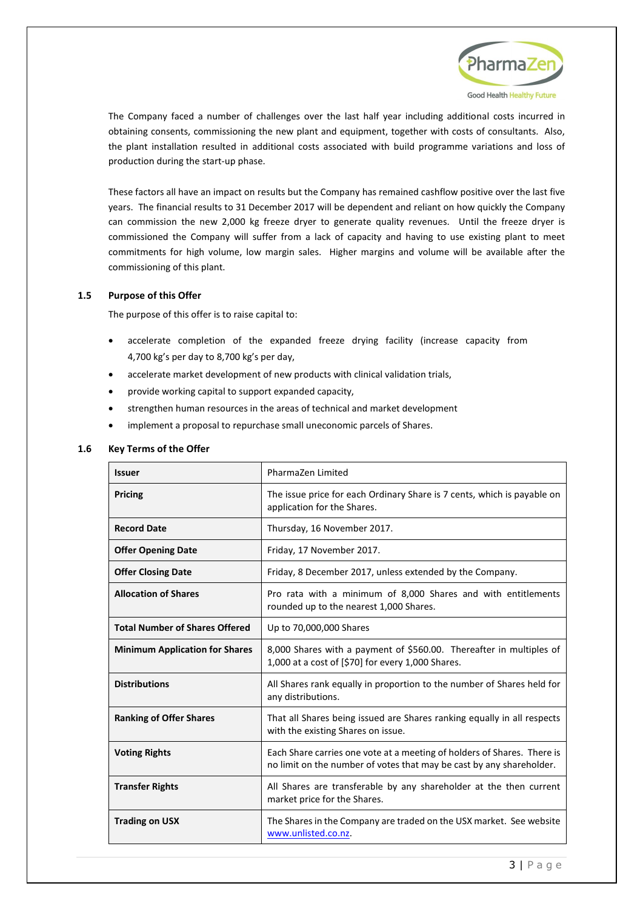The Company faced a number of challenges over the last half year including additional costs incurred in obtaining consents, commissioning the new plant and equipment, together with costs of consultants. Also, the plant installation resulted in additional costs associated with build programme variations and loss of production during the start-up phase.

These factors all have an impact on results but the Company has remained cashflow positive over the last five years. The financial results to 31 December 2017 will be dependent and reliant on how quickly the Company can commission the new 2,000 kg freeze dryer to generate quality revenues. Until the freeze dryer is commissioned the Company will suffer from a lack of capacity and having to use existing plant to meet commitments for high volume, low margin sales. Higher margins and volume will be available after the commissioning of this plant.

### 1.5 Purpose of this Offer

The purpose of this offer is to raise capital to:

- accelerate completion of the expanded freeze drying facility (increase capacity from 4,700 kg's per day to 8,700 kg's per day,
- accelerate market development of new products with clinical validation trials,
- provide working capital to support expanded capacity,
- strengthen human resources in the areas of technical and market development
- implement a proposal to repurchase small uneconomic parcels of Shares.

### 1.6 Key Terms of the Offer

| | |
|---|---|
| **Issuer** | PharmaZen Limited |
| **Pricing** | The issue price for each Ordinary Share is 7 cents, which is payable on application for the Shares. |
| **Record Date** | Thursday, 16 November 2017. |
| **Offer Opening Date** | Friday, 17 November 2017. |
| **Offer Closing Date** | Friday, 8 December 2017, unless extended by the Company. |
| **Allocation of Shares** | Pro rata with a minimum of 8,000 Shares and with entitlements rounded up to the nearest 1,000 Shares. |
| **Total Number of Shares Offered** | Up to 70,000,000 Shares |
| **Minimum Application for Shares** | 8,000 Shares with a payment of $560.00. Thereafter in multiples of 1,000 at a cost of [$70] for every 1,000 Shares. |
| **Distributions** | All Shares rank equally in proportion to the number of Shares held for any distributions. |
| **Ranking of Offer Shares** | That all Shares being issued are Shares ranking equally in all respects with the existing Shares on issue. |
| **Voting Rights** | Each Share carries one vote at a meeting of holders of Shares. There is no limit on the number of votes that may be cast by any shareholder. |
| **Transfer Rights** | All Shares are transferable by any shareholder at the then current market price for the Shares. |
| **Trading on USX** | The Shares in the Company are traded on the USX market. See website www.unlisted.co.nz. |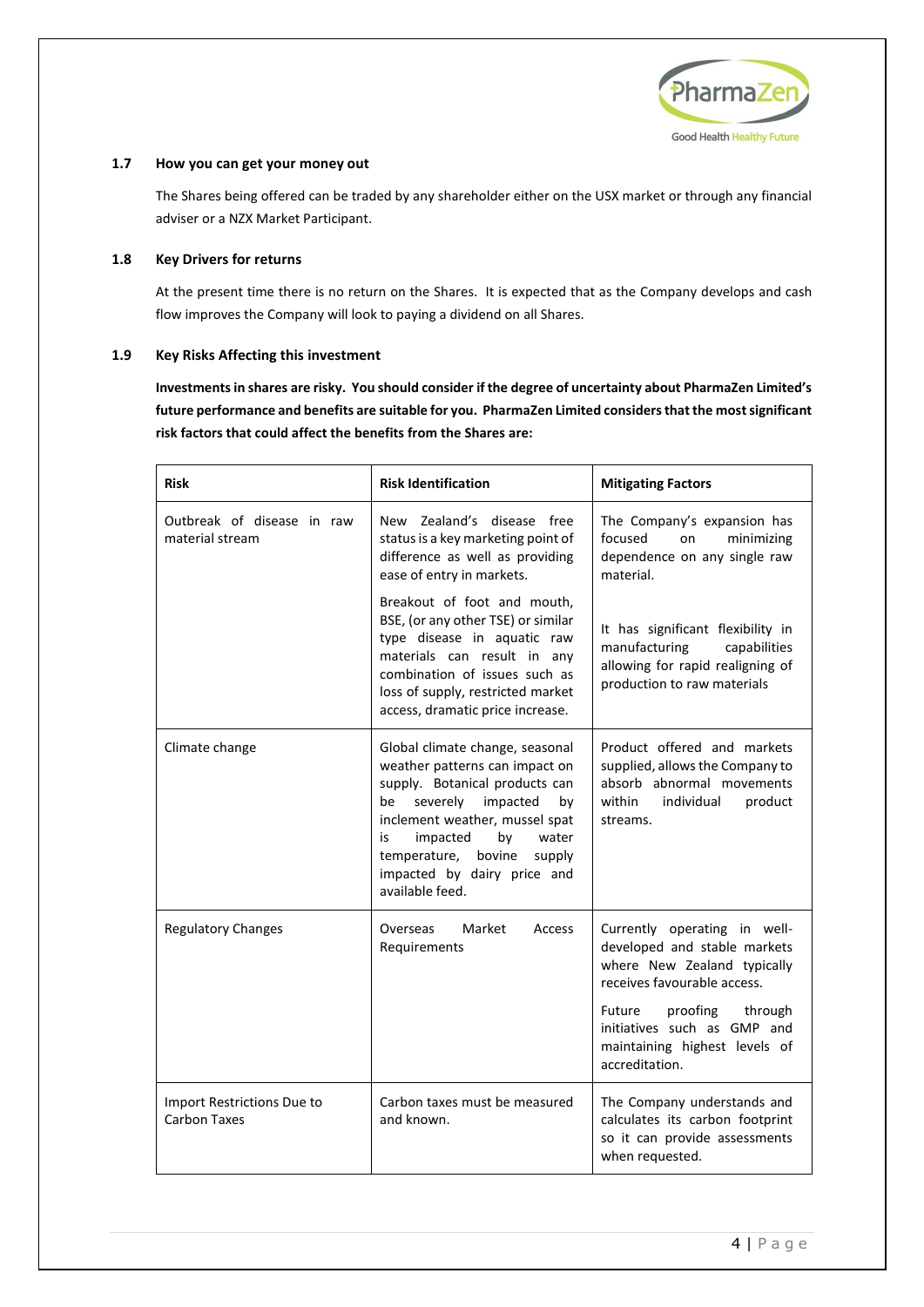### 1.7 How you can get your money out

The Shares being offered can be traded by any shareholder either on the USX market or through any financial adviser or a NZX Market Participant.

### 1.8 Key Drivers for returns

At the present time there is no return on the Shares. It is expected that as the Company develops and cash flow improves the Company will look to paying a dividend on all Shares.

### 1.9 Key Risks Affecting this investment

**Investments in shares are risky. You should consider if the degree of uncertainty about PharmaZen Limited's future performance and benefits are suitable for you. PharmaZen Limited considers that the most significant risk factors that could affect the benefits from the Shares are:**

| Risk | Risk Identification | Mitigating Factors |
|---|---|---|
| Outbreak of disease in raw material stream | New Zealand's disease free status is a key marketing point of difference as well as providing ease of entry in markets.<br><br>Breakout of foot and mouth, BSE, (or any other TSE) or similar type disease in aquatic raw materials can result in any combination of issues such as loss of supply, restricted market access, dramatic price increase. | The Company's expansion has focused on minimizing dependence on any single raw material.<br><br>It has significant flexibility in manufacturing capabilities allowing for rapid realigning of production to raw materials |
| Climate change | Global climate change, seasonal weather patterns can impact on supply. Botanical products can be severely impacted by inclement weather, mussel spat is impacted by water temperature, bovine supply impacted by dairy price and available feed. | Product offered and markets supplied, allows the Company to absorb abnormal movements within individual product streams. |
| Regulatory Changes | Overseas Market Access Requirements | Currently operating in well-developed and stable markets where New Zealand typically receives favourable access.<br><br>Future proofing through initiatives such as GMP and maintaining highest levels of accreditation. |
| Import Restrictions Due to Carbon Taxes | Carbon taxes must be measured and known. | The Company understands and calculates its carbon footprint so it can provide assessments when requested. |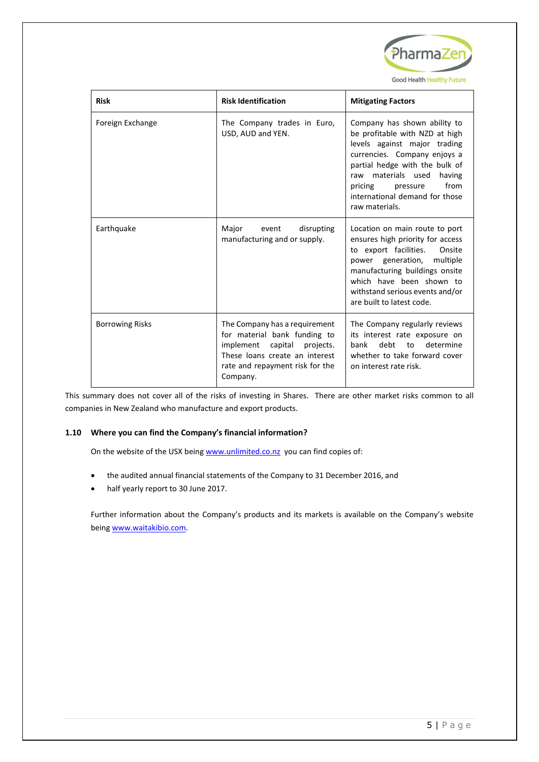| Risk | Risk Identification | Mitigating Factors |
| --- | --- | --- |
| Foreign Exchange | The Company trades in Euro, USD, AUD and YEN. | Company has shown ability to be profitable with NZD at high levels against major trading currencies. Company enjoys a partial hedge with the bulk of raw materials used having pricing pressure from international demand for those raw materials. |
| Earthquake | Major event disrupting manufacturing and or supply. | Location on main route to port ensures high priority for access to export facilities. Onsite power generation, multiple manufacturing buildings onsite which have been shown to withstand serious events and/or are built to latest code. |
| Borrowing Risks | The Company has a requirement for material bank funding to implement capital projects. These loans create an interest rate and repayment risk for the Company. | The Company regularly reviews its interest rate exposure on bank debt to determine whether to take forward cover on interest rate risk. |

This summary does not cover all of the risks of investing in Shares. There are other market risks common to all companies in New Zealand who manufacture and export products.

### 1.10 Where you can find the Company's financial information?

On the website of the USX being www.unlimited.co.nz you can find copies of:

- the audited annual financial statements of the Company to 31 December 2016, and
- half yearly report to 30 June 2017.

Further information about the Company's products and its markets is available on the Company's website being www.waitakibio.com.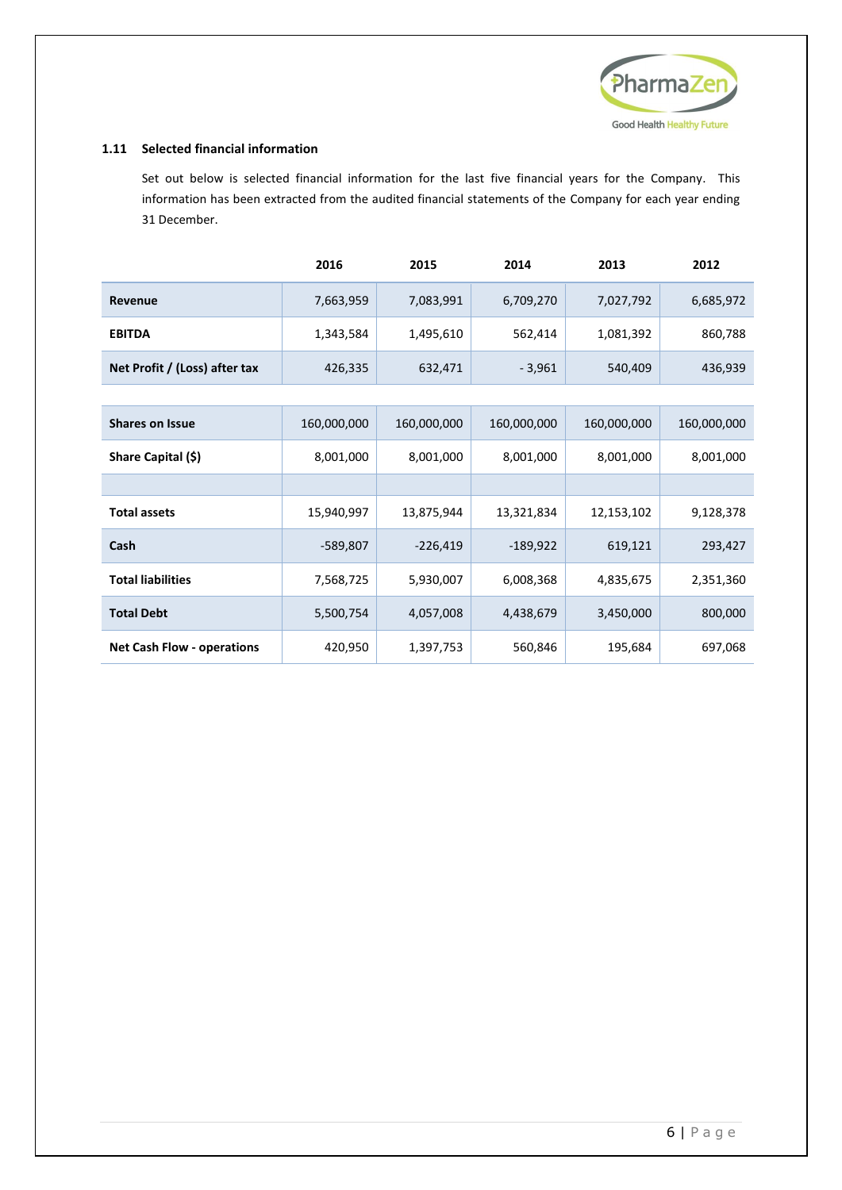### 1.11 Selected financial information

Set out below is selected financial information for the last five financial years for the Company. This information has been extracted from the audited financial statements of the Company for each year ending 31 December.

| | 2016 | 2015 | 2014 | 2013 | 2012 |
|---|---|---|---|---|---|
| **Revenue** | 7,663,959 | 7,083,991 | 6,709,270 | 7,027,792 | 6,685,972 |
| **EBITDA** | 1,343,584 | 1,495,610 | 562,414 | 1,081,392 | 860,788 |
| **Net Profit / (Loss) after tax** | 426,335 | 632,471 | - 3,961 | 540,409 | 436,939 |
| | | | | | |
| **Shares on Issue** | 160,000,000 | 160,000,000 | 160,000,000 | 160,000,000 | 160,000,000 |
| **Share Capital ($)** | 8,001,000 | 8,001,000 | 8,001,000 | 8,001,000 | 8,001,000 |
| | | | | | |
| **Total assets** | 15,940,997 | 13,875,944 | 13,321,834 | 12,153,102 | 9,128,378 |
| **Cash** | -589,807 | -226,419 | -189,922 | 619,121 | 293,427 |
| **Total liabilities** | 7,568,725 | 5,930,007 | 6,008,368 | 4,835,675 | 2,351,360 |
| **Total Debt** | 5,500,754 | 4,057,008 | 4,438,679 | 3,450,000 | 800,000 |
| **Net Cash Flow - operations** | 420,950 | 1,397,753 | 560,846 | 195,684 | 697,068 |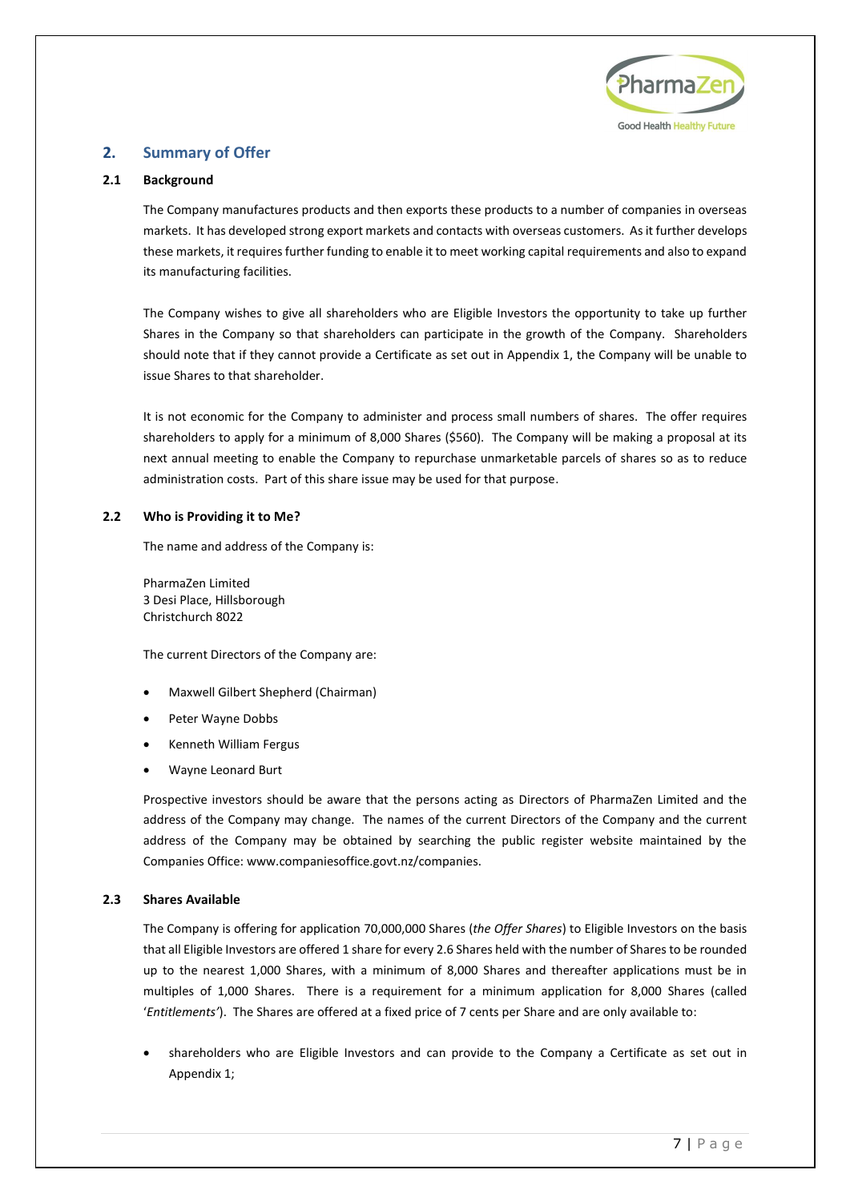## 2. Summary of Offer

### 2.1 Background

The Company manufactures products and then exports these products to a number of companies in overseas markets. It has developed strong export markets and contacts with overseas customers. As it further develops these markets, it requires further funding to enable it to meet working capital requirements and also to expand its manufacturing facilities.

The Company wishes to give all shareholders who are Eligible Investors the opportunity to take up further Shares in the Company so that shareholders can participate in the growth of the Company. Shareholders should note that if they cannot provide a Certificate as set out in Appendix 1, the Company will be unable to issue Shares to that shareholder.

It is not economic for the Company to administer and process small numbers of shares. The offer requires shareholders to apply for a minimum of 8,000 Shares ($560). The Company will be making a proposal at its next annual meeting to enable the Company to repurchase unmarketable parcels of shares so as to reduce administration costs. Part of this share issue may be used for that purpose.

### 2.2 Who is Providing it to Me?

The name and address of the Company is:

PharmaZen Limited
3 Desi Place, Hillsborough
Christchurch 8022

The current Directors of the Company are:

- Maxwell Gilbert Shepherd (Chairman)
- Peter Wayne Dobbs
- Kenneth William Fergus
- Wayne Leonard Burt

Prospective investors should be aware that the persons acting as Directors of PharmaZen Limited and the address of the Company may change. The names of the current Directors of the Company and the current address of the Company may be obtained by searching the public register website maintained by the Companies Office: www.companiesoffice.govt.nz/companies.

### 2.3 Shares Available

The Company is offering for application 70,000,000 Shares (*the Offer Shares*) to Eligible Investors on the basis that all Eligible Investors are offered 1 share for every 2.6 Shares held with the number of Shares to be rounded up to the nearest 1,000 Shares, with a minimum of 8,000 Shares and thereafter applications must be in multiples of 1,000 Shares. There is a requirement for a minimum application for 8,000 Shares (called '*Entitlements'*). The Shares are offered at a fixed price of 7 cents per Share and are only available to:

- shareholders who are Eligible Investors and can provide to the Company a Certificate as set out in Appendix 1;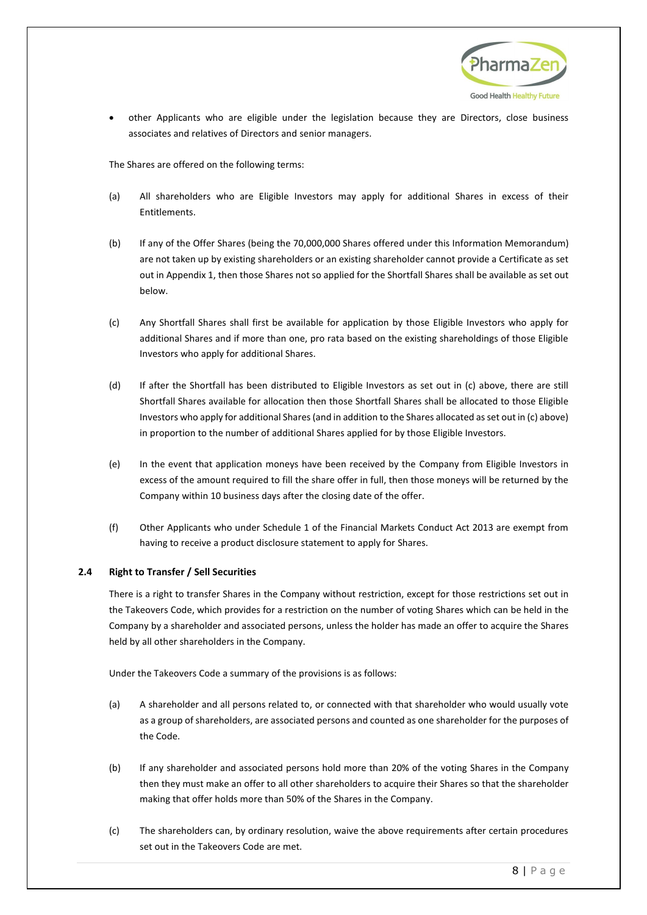- other Applicants who are eligible under the legislation because they are Directors, close business associates and relatives of Directors and senior managers.

The Shares are offered on the following terms:

(a) All shareholders who are Eligible Investors may apply for additional Shares in excess of their Entitlements.

(b) If any of the Offer Shares (being the 70,000,000 Shares offered under this Information Memorandum) are not taken up by existing shareholders or an existing shareholder cannot provide a Certificate as set out in Appendix 1, then those Shares not so applied for the Shortfall Shares shall be available as set out below.

(c) Any Shortfall Shares shall first be available for application by those Eligible Investors who apply for additional Shares and if more than one, pro rata based on the existing shareholdings of those Eligible Investors who apply for additional Shares.

(d) If after the Shortfall has been distributed to Eligible Investors as set out in (c) above, there are still Shortfall Shares available for allocation then those Shortfall Shares shall be allocated to those Eligible Investors who apply for additional Shares (and in addition to the Shares allocated as set out in (c) above) in proportion to the number of additional Shares applied for by those Eligible Investors.

(e) In the event that application moneys have been received by the Company from Eligible Investors in excess of the amount required to fill the share offer in full, then those moneys will be returned by the Company within 10 business days after the closing date of the offer.

(f) Other Applicants who under Schedule 1 of the Financial Markets Conduct Act 2013 are exempt from having to receive a product disclosure statement to apply for Shares.

### 2.4 Right to Transfer / Sell Securities

There is a right to transfer Shares in the Company without restriction, except for those restrictions set out in the Takeovers Code, which provides for a restriction on the number of voting Shares which can be held in the Company by a shareholder and associated persons, unless the holder has made an offer to acquire the Shares held by all other shareholders in the Company.

Under the Takeovers Code a summary of the provisions is as follows:

(a) A shareholder and all persons related to, or connected with that shareholder who would usually vote as a group of shareholders, are associated persons and counted as one shareholder for the purposes of the Code.

(b) If any shareholder and associated persons hold more than 20% of the voting Shares in the Company then they must make an offer to all other shareholders to acquire their Shares so that the shareholder making that offer holds more than 50% of the Shares in the Company.

(c) The shareholders can, by ordinary resolution, waive the above requirements after certain procedures set out in the Takeovers Code are met.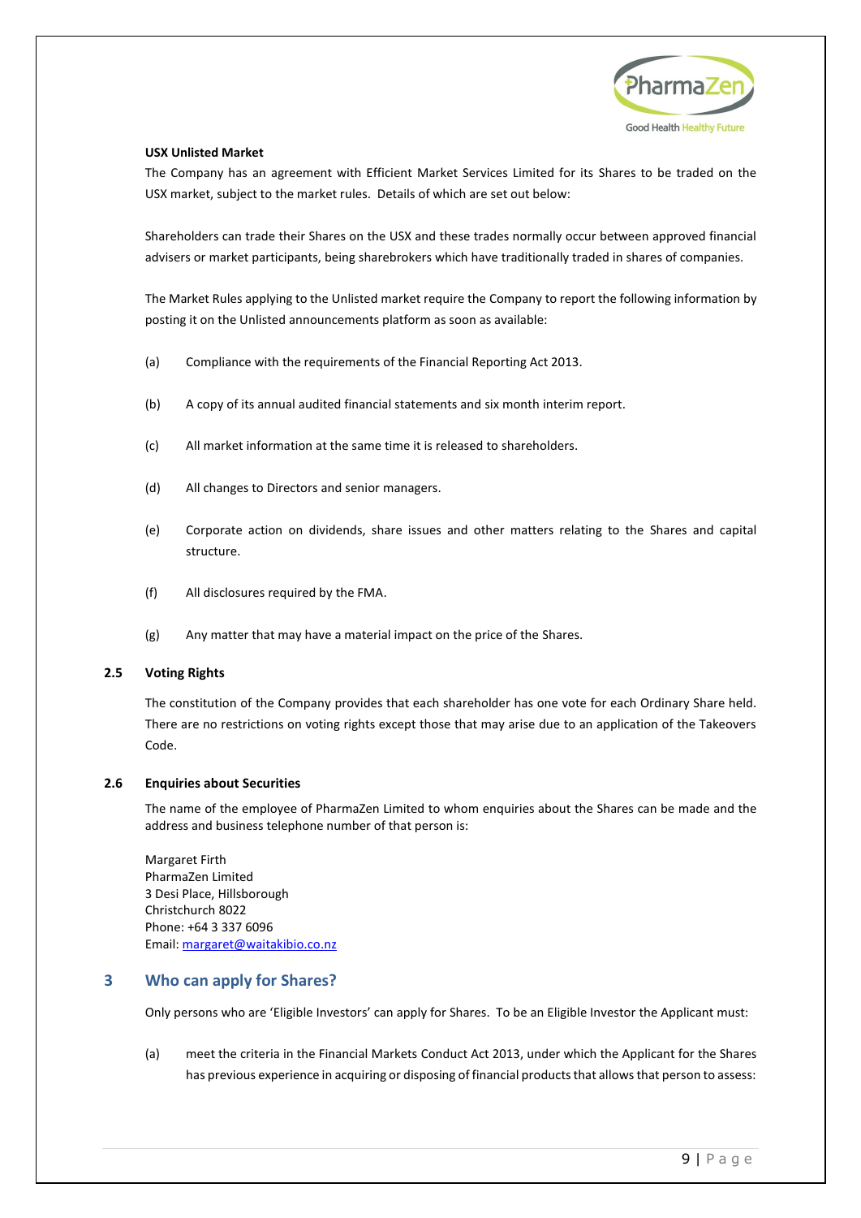**USX Unlisted Market**

The Company has an agreement with Efficient Market Services Limited for its Shares to be traded on the USX market, subject to the market rules. Details of which are set out below:

Shareholders can trade their Shares on the USX and these trades normally occur between approved financial advisers or market participants, being sharebrokers which have traditionally traded in shares of companies.

The Market Rules applying to the Unlisted market require the Company to report the following information by posting it on the Unlisted announcements platform as soon as available:

(a) Compliance with the requirements of the Financial Reporting Act 2013.

(b) A copy of its annual audited financial statements and six month interim report.

(c) All market information at the same time it is released to shareholders.

(d) All changes to Directors and senior managers.

(e) Corporate action on dividends, share issues and other matters relating to the Shares and capital structure.

(f) All disclosures required by the FMA.

(g) Any matter that may have a material impact on the price of the Shares.

### 2.5 Voting Rights

The constitution of the Company provides that each shareholder has one vote for each Ordinary Share held. There are no restrictions on voting rights except those that may arise due to an application of the Takeovers Code.

### 2.6 Enquiries about Securities

The name of the employee of PharmaZen Limited to whom enquiries about the Shares can be made and the address and business telephone number of that person is:

Margaret Firth
PharmaZen Limited
3 Desi Place, Hillsborough
Christchurch 8022
Phone: +64 3 337 6096
Email: margaret@waitakibio.co.nz

## 3 Who can apply for Shares?

Only persons who are 'Eligible Investors' can apply for Shares. To be an Eligible Investor the Applicant must:

(a) meet the criteria in the Financial Markets Conduct Act 2013, under which the Applicant for the Shares has previous experience in acquiring or disposing of financial products that allows that person to assess: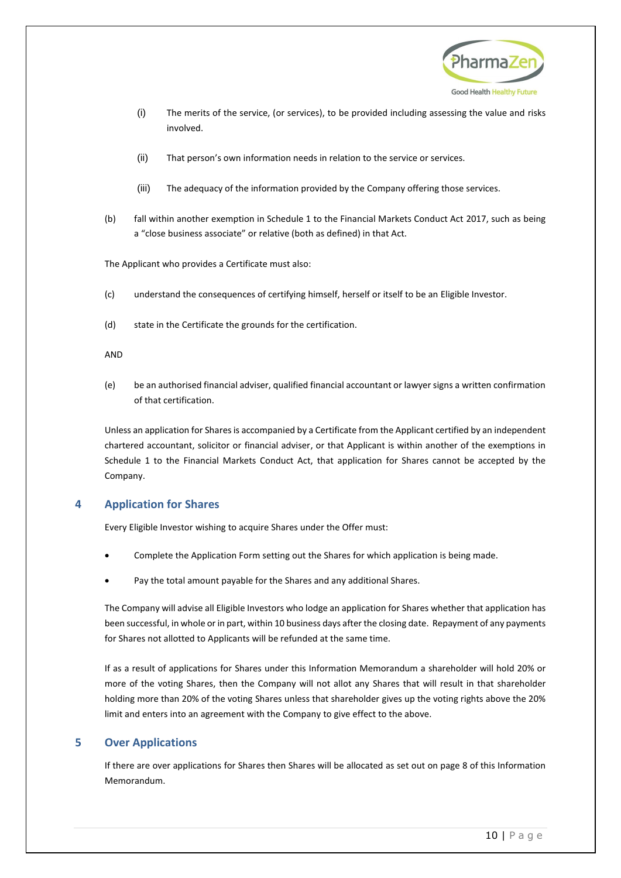(i) The merits of the service, (or services), to be provided including assessing the value and risks involved.

(ii) That person's own information needs in relation to the service or services.

(iii) The adequacy of the information provided by the Company offering those services.

(b) fall within another exemption in Schedule 1 to the Financial Markets Conduct Act 2017, such as being a "close business associate" or relative (both as defined) in that Act.

The Applicant who provides a Certificate must also:

(c) understand the consequences of certifying himself, herself or itself to be an Eligible Investor.

(d) state in the Certificate the grounds for the certification.

AND

(e) be an authorised financial adviser, qualified financial accountant or lawyer signs a written confirmation of that certification.

Unless an application for Shares is accompanied by a Certificate from the Applicant certified by an independent chartered accountant, solicitor or financial adviser, or that Applicant is within another of the exemptions in Schedule 1 to the Financial Markets Conduct Act, that application for Shares cannot be accepted by the Company.

## 4 Application for Shares

Every Eligible Investor wishing to acquire Shares under the Offer must:

- Complete the Application Form setting out the Shares for which application is being made.
- Pay the total amount payable for the Shares and any additional Shares.

The Company will advise all Eligible Investors who lodge an application for Shares whether that application has been successful, in whole or in part, within 10 business days after the closing date. Repayment of any payments for Shares not allotted to Applicants will be refunded at the same time.

If as a result of applications for Shares under this Information Memorandum a shareholder will hold 20% or more of the voting Shares, then the Company will not allot any Shares that will result in that shareholder holding more than 20% of the voting Shares unless that shareholder gives up the voting rights above the 20% limit and enters into an agreement with the Company to give effect to the above.

## 5 Over Applications

If there are over applications for Shares then Shares will be allocated as set out on page 8 of this Information Memorandum.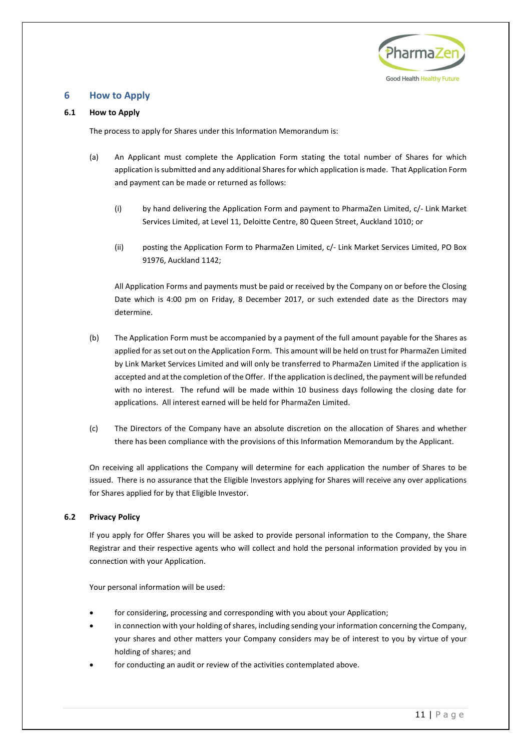## 6 How to Apply

### 6.1 How to Apply

The process to apply for Shares under this Information Memorandum is:

(a) An Applicant must complete the Application Form stating the total number of Shares for which application is submitted and any additional Shares for which application is made. That Application Form and payment can be made or returned as follows:

(i) by hand delivering the Application Form and payment to PharmaZen Limited, c/- Link Market Services Limited, at Level 11, Deloitte Centre, 80 Queen Street, Auckland 1010; or

(ii) posting the Application Form to PharmaZen Limited, c/- Link Market Services Limited, PO Box 91976, Auckland 1142;

All Application Forms and payments must be paid or received by the Company on or before the Closing Date which is 4:00 pm on Friday, 8 December 2017, or such extended date as the Directors may determine.

(b) The Application Form must be accompanied by a payment of the full amount payable for the Shares as applied for as set out on the Application Form. This amount will be held on trust for PharmaZen Limited by Link Market Services Limited and will only be transferred to PharmaZen Limited if the application is accepted and at the completion of the Offer. If the application is declined, the payment will be refunded with no interest. The refund will be made within 10 business days following the closing date for applications. All interest earned will be held for PharmaZen Limited.

(c) The Directors of the Company have an absolute discretion on the allocation of Shares and whether there has been compliance with the provisions of this Information Memorandum by the Applicant.

On receiving all applications the Company will determine for each application the number of Shares to be issued. There is no assurance that the Eligible Investors applying for Shares will receive any over applications for Shares applied for by that Eligible Investor.

### 6.2 Privacy Policy

If you apply for Offer Shares you will be asked to provide personal information to the Company, the Share Registrar and their respective agents who will collect and hold the personal information provided by you in connection with your Application.

Your personal information will be used:

- for considering, processing and corresponding with you about your Application;
- in connection with your holding of shares, including sending your information concerning the Company, your shares and other matters your Company considers may be of interest to you by virtue of your holding of shares; and
- for conducting an audit or review of the activities contemplated above.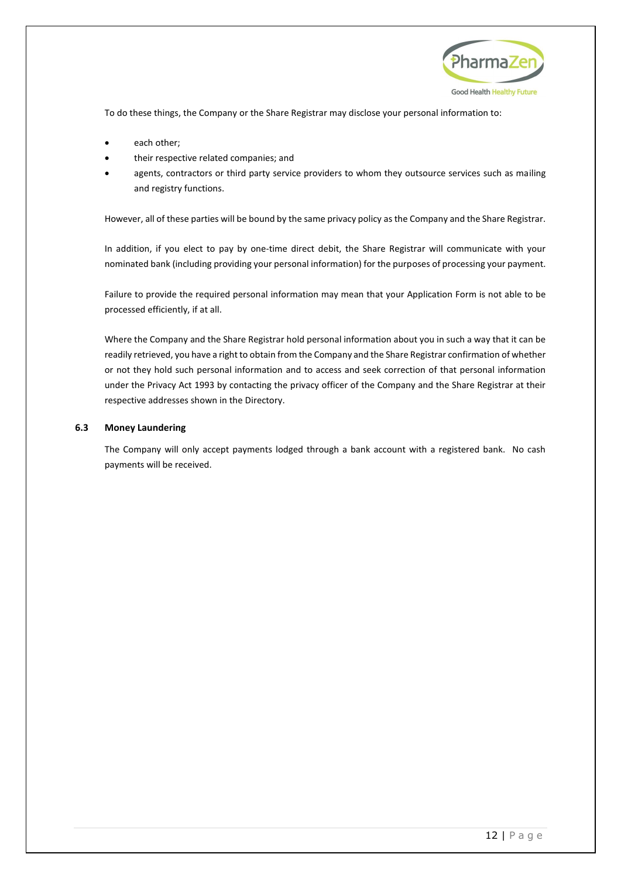To do these things, the Company or the Share Registrar may disclose your personal information to:

- each other;
- their respective related companies; and
- agents, contractors or third party service providers to whom they outsource services such as mailing and registry functions.

However, all of these parties will be bound by the same privacy policy as the Company and the Share Registrar.

In addition, if you elect to pay by one-time direct debit, the Share Registrar will communicate with your nominated bank (including providing your personal information) for the purposes of processing your payment.

Failure to provide the required personal information may mean that your Application Form is not able to be processed efficiently, if at all.

Where the Company and the Share Registrar hold personal information about you in such a way that it can be readily retrieved, you have a right to obtain from the Company and the Share Registrar confirmation of whether or not they hold such personal information and to access and seek correction of that personal information under the Privacy Act 1993 by contacting the privacy officer of the Company and the Share Registrar at their respective addresses shown in the Directory.

### 6.3 Money Laundering

The Company will only accept payments lodged through a bank account with a registered bank. No cash payments will be received.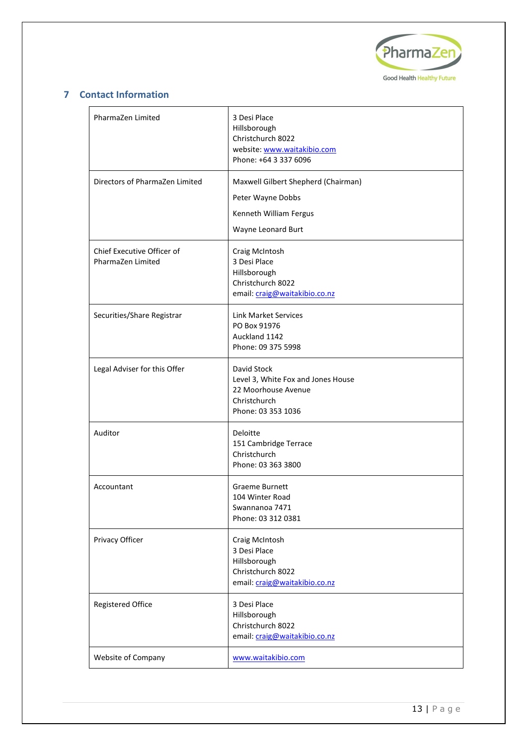## 7 Contact Information

| | |
|---|---|
| PharmaZen Limited | 3 Desi Place<br>Hillsborough<br>Christchurch 8022<br>website: www.waitakibio.com<br>Phone: +64 3 337 6096 |
| Directors of PharmaZen Limited | Maxwell Gilbert Shepherd (Chairman)<br>Peter Wayne Dobbs<br>Kenneth William Fergus<br>Wayne Leonard Burt |
| Chief Executive Officer of PharmaZen Limited | Craig McIntosh<br>3 Desi Place<br>Hillsborough<br>Christchurch 8022<br>email: craig@waitakibio.co.nz |
| Securities/Share Registrar | Link Market Services<br>PO Box 91976<br>Auckland 1142<br>Phone: 09 375 5998 |
| Legal Adviser for this Offer | David Stock<br>Level 3, White Fox and Jones House<br>22 Moorhouse Avenue<br>Christchurch<br>Phone: 03 353 1036 |
| Auditor | Deloitte<br>151 Cambridge Terrace<br>Christchurch<br>Phone: 03 363 3800 |
| Accountant | Graeme Burnett<br>104 Winter Road<br>Swannanoa 7471<br>Phone: 03 312 0381 |
| Privacy Officer | Craig McIntosh<br>3 Desi Place<br>Hillsborough<br>Christchurch 8022<br>email: craig@waitakibio.co.nz |
| Registered Office | 3 Desi Place<br>Hillsborough<br>Christchurch 8022<br>email: craig@waitakibio.co.nz |
| Website of Company | www.waitakibio.com |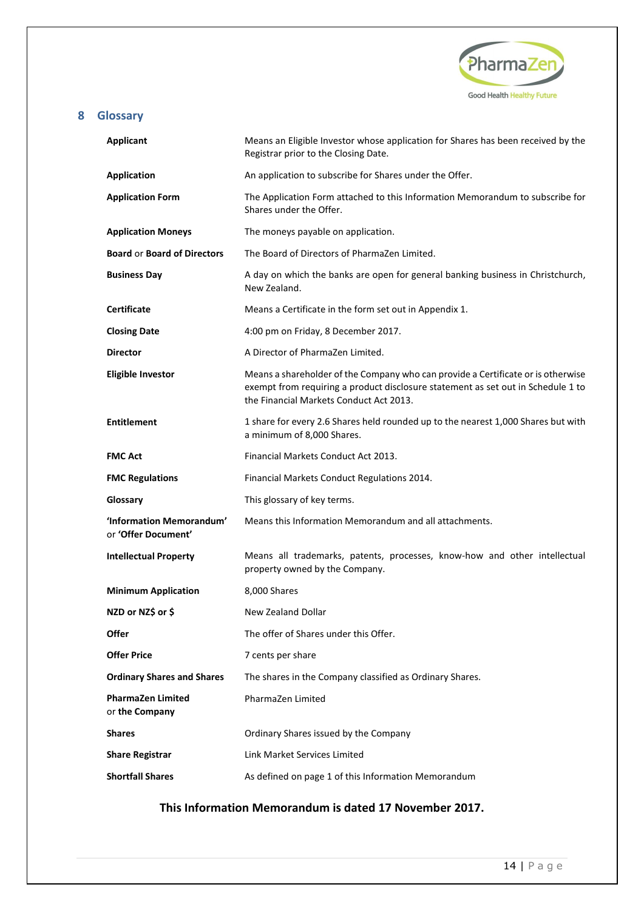# 8 Glossary

| | |
|---|---|
| **Applicant** | Means an Eligible Investor whose application for Shares has been received by the Registrar prior to the Closing Date. |
| **Application** | An application to subscribe for Shares under the Offer. |
| **Application Form** | The Application Form attached to this Information Memorandum to subscribe for Shares under the Offer. |
| **Application Moneys** | The moneys payable on application. |
| **Board** or **Board of Directors** | The Board of Directors of PharmaZen Limited. |
| **Business Day** | A day on which the banks are open for general banking business in Christchurch, New Zealand. |
| **Certificate** | Means a Certificate in the form set out in Appendix 1. |
| **Closing Date** | 4:00 pm on Friday, 8 December 2017. |
| **Director** | A Director of PharmaZen Limited. |
| **Eligible Investor** | Means a shareholder of the Company who can provide a Certificate or is otherwise exempt from requiring a product disclosure statement as set out in Schedule 1 to the Financial Markets Conduct Act 2013. |
| **Entitlement** | 1 share for every 2.6 Shares held rounded up to the nearest 1,000 Shares but with a minimum of 8,000 Shares. |
| **FMC Act** | Financial Markets Conduct Act 2013. |
| **FMC Regulations** | Financial Markets Conduct Regulations 2014. |
| **Glossary** | This glossary of key terms. |
| **'Information Memorandum'** or **'Offer Document'** | Means this Information Memorandum and all attachments. |
| **Intellectual Property** | Means all trademarks, patents, processes, know-how and other intellectual property owned by the Company. |
| **Minimum Application** | 8,000 Shares |
| **NZD or NZ$ or $** | New Zealand Dollar |
| **Offer** | The offer of Shares under this Offer. |
| **Offer Price** | 7 cents per share |
| **Ordinary Shares and Shares** | The shares in the Company classified as Ordinary Shares. |
| **PharmaZen Limited** or **the Company** | PharmaZen Limited |
| **Shares** | Ordinary Shares issued by the Company |
| **Share Registrar** | Link Market Services Limited |
| **Shortfall Shares** | As defined on page 1 of this Information Memorandum |

**This Information Memorandum is dated 17 November 2017.**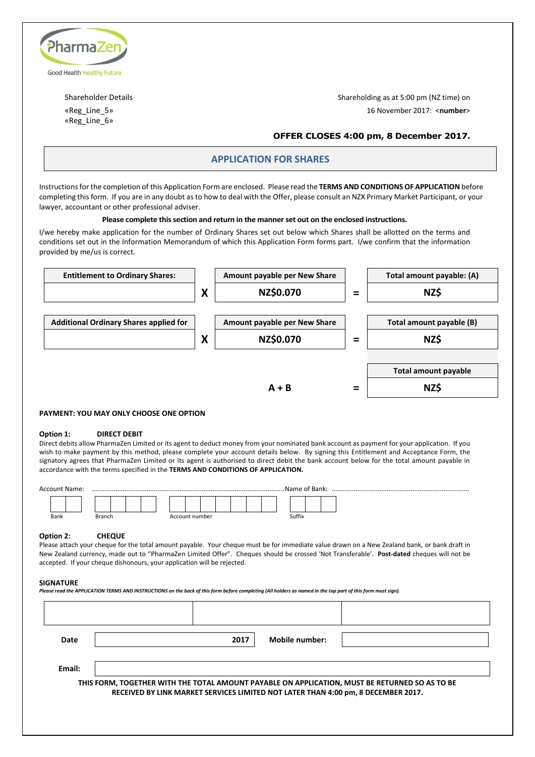PharmaZen

Good Health Healthy Future

Shareholder Details

«Reg_Line_5»
«Reg_Line_6»

Shareholding as at 5:00 pm (NZ time) on 16 November 2017: <**number**>

**OFFER CLOSES 4:00 pm, 8 December 2017.**

## APPLICATION FOR SHARES

Instructions for the completion of this Application Form are enclosed. Please read the **TERMS AND CONDITIONS OF APPLICATION** before completing this form. If you are in any doubt as to how to deal with the Offer, please consult an NZX Primary Market Participant, or your lawyer, accountant or other professional adviser.

**Please complete this section and return in the manner set out on the enclosed instructions.**

I/we hereby make application for the number of Ordinary Shares set out below which Shares shall be allotted on the terms and conditions set out in the Information Memorandum of which this Application Form forms part. I/we confirm that the information provided by me/us is correct.

| Entitlement to Ordinary Shares: | | Amount payable per New Share | | Total amount payable: (A) |
|---|---|---|---|---|
| | X | NZ$0.070 | = | NZ$ |

| Additional Ordinary Shares applied for | | Amount payable per New Share | | Total amount payable (B) |
|---|---|---|---|---|
| | X | NZ$0.070 | = | NZ$ |

| | | Total amount payable |
|---|---|---|
| A + B | = | NZ$ |

**PAYMENT: YOU MAY ONLY CHOOSE ONE OPTION**

**Option 1: DIRECT DEBIT**

Direct debits allow PharmaZen Limited or its agent to deduct money from your nominated bank account as payment for your application. If you wish to make payment by this method, please complete your account details below. By signing this Entitlement and Acceptance Form, the signatory agrees that PharmaZen Limited or its agent is authorised to direct debit the bank account below for the total amount payable in accordance with the terms specified in the **TERMS AND CONDITIONS OF APPLICATION.**

Account Name: ........................................................................................................ Name of Bank: ..........................................................................

| Bank | Branch | Account number | Suffix |
|---|---|---|---|
| | | | |

**Option 2: CHEQUE**

Please attach your cheque for the total amount payable. Your cheque must be for immediate value drawn on a New Zealand bank, or bank draft in New Zealand currency, made out to "PharmaZen Limited Offer". Cheques should be crossed 'Not Transferable'. **Post-dated** cheques will not be accepted. If your cheque dishonours, your application will be rejected.

**SIGNATURE**

***Please read the APPLICATION TERMS AND INSTRUCTIONS on the back of this form before completing (All holders as named in the top part of this form must sign).***

| | | |
|---|---|---|
| | | |

**Date** 2017 **Mobile number:**

**Email:**

**THIS FORM, TOGETHER WITH THE TOTAL AMOUNT PAYABLE ON APPLICATION, MUST BE RETURNED SO AS TO BE RECEIVED BY LINK MARKET SERVICES LIMITED NOT LATER THAN 4:00 pm, 8 DECEMBER 2017.**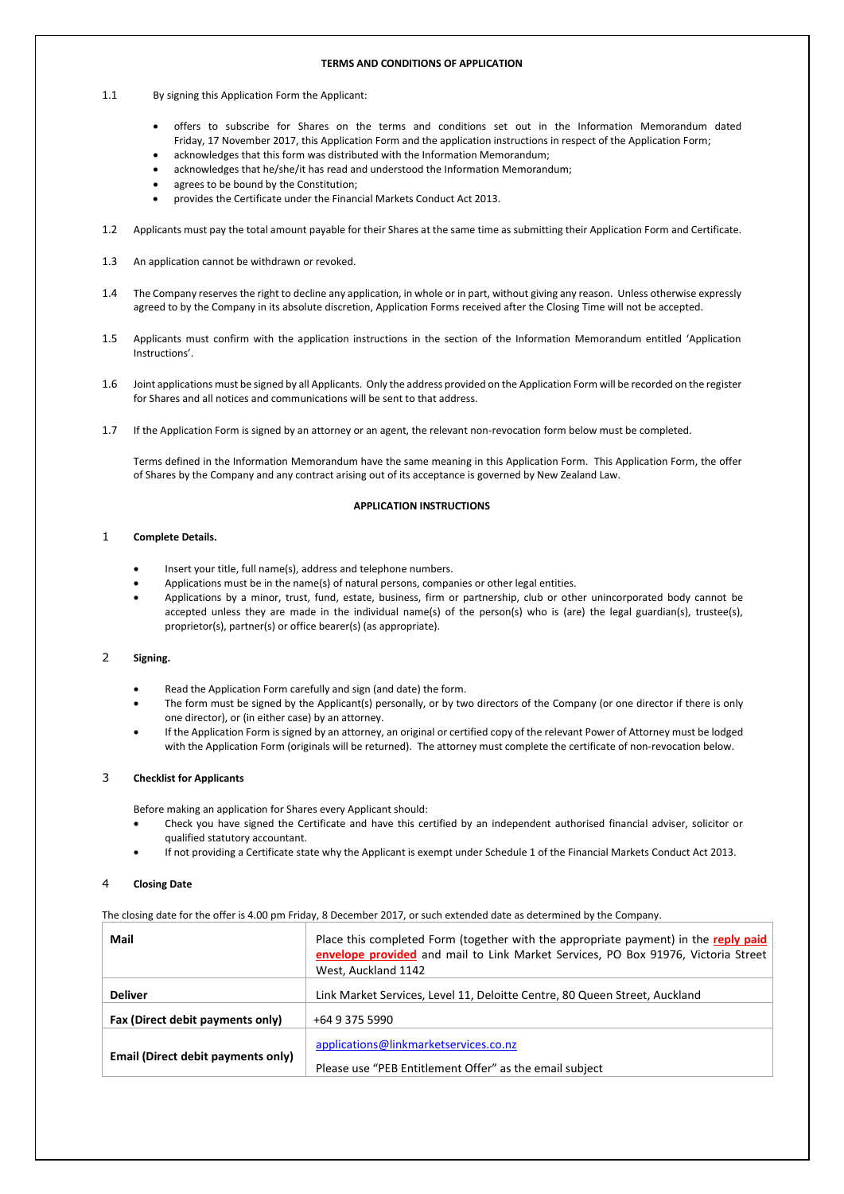## TERMS AND CONDITIONS OF APPLICATION

1.1 By signing this Application Form the Applicant:

- offers to subscribe for Shares on the terms and conditions set out in the Information Memorandum dated Friday, 17 November 2017, this Application Form and the application instructions in respect of the Application Form;
- acknowledges that this form was distributed with the Information Memorandum;
- acknowledges that he/she/it has read and understood the Information Memorandum;
- agrees to be bound by the Constitution;
- provides the Certificate under the Financial Markets Conduct Act 2013.

1.2 Applicants must pay the total amount payable for their Shares at the same time as submitting their Application Form and Certificate.

1.3 An application cannot be withdrawn or revoked.

1.4 The Company reserves the right to decline any application, in whole or in part, without giving any reason. Unless otherwise expressly agreed to by the Company in its absolute discretion, Application Forms received after the Closing Time will not be accepted.

1.5 Applicants must confirm with the application instructions in the section of the Information Memorandum entitled 'Application Instructions'.

1.6 Joint applications must be signed by all Applicants. Only the address provided on the Application Form will be recorded on the register for Shares and all notices and communications will be sent to that address.

1.7 If the Application Form is signed by an attorney or an agent, the relevant non-revocation form below must be completed.

Terms defined in the Information Memorandum have the same meaning in this Application Form. This Application Form, the offer of Shares by the Company and any contract arising out of its acceptance is governed by New Zealand Law.

## APPLICATION INSTRUCTIONS

### 1 Complete Details.

- Insert your title, full name(s), address and telephone numbers.
- Applications must be in the name(s) of natural persons, companies or other legal entities.
- Applications by a minor, trust, fund, estate, business, firm or partnership, club or other unincorporated body cannot be accepted unless they are made in the individual name(s) of the person(s) who is (are) the legal guardian(s), trustee(s), proprietor(s), partner(s) or office bearer(s) (as appropriate).

### 2 Signing.

- Read the Application Form carefully and sign (and date) the form.
- The form must be signed by the Applicant(s) personally, or by two directors of the Company (or one director if there is only one director), or (in either case) by an attorney.
- If the Application Form is signed by an attorney, an original or certified copy of the relevant Power of Attorney must be lodged with the Application Form (originals will be returned). The attorney must complete the certificate of non-revocation below.

### 3 Checklist for Applicants

Before making an application for Shares every Applicant should:

- Check you have signed the Certificate and have this certified by an independent authorised financial adviser, solicitor or qualified statutory accountant.
- If not providing a Certificate state why the Applicant is exempt under Schedule 1 of the Financial Markets Conduct Act 2013.

### 4 Closing Date

The closing date for the offer is 4.00 pm Friday, 8 December 2017, or such extended date as determined by the Company.

| | |
|---|---|
| **Mail** | Place this completed Form (together with the appropriate payment) in the **reply paid envelope provided** and mail to Link Market Services, PO Box 91976, Victoria Street West, Auckland 1142 |
| **Deliver** | Link Market Services, Level 11, Deloitte Centre, 80 Queen Street, Auckland |
| **Fax (Direct debit payments only)** | +64 9 375 5990 |
| **Email (Direct debit payments only)** | applications@linkmarketservices.co.nz<br>Please use "PEB Entitlement Offer" as the email subject |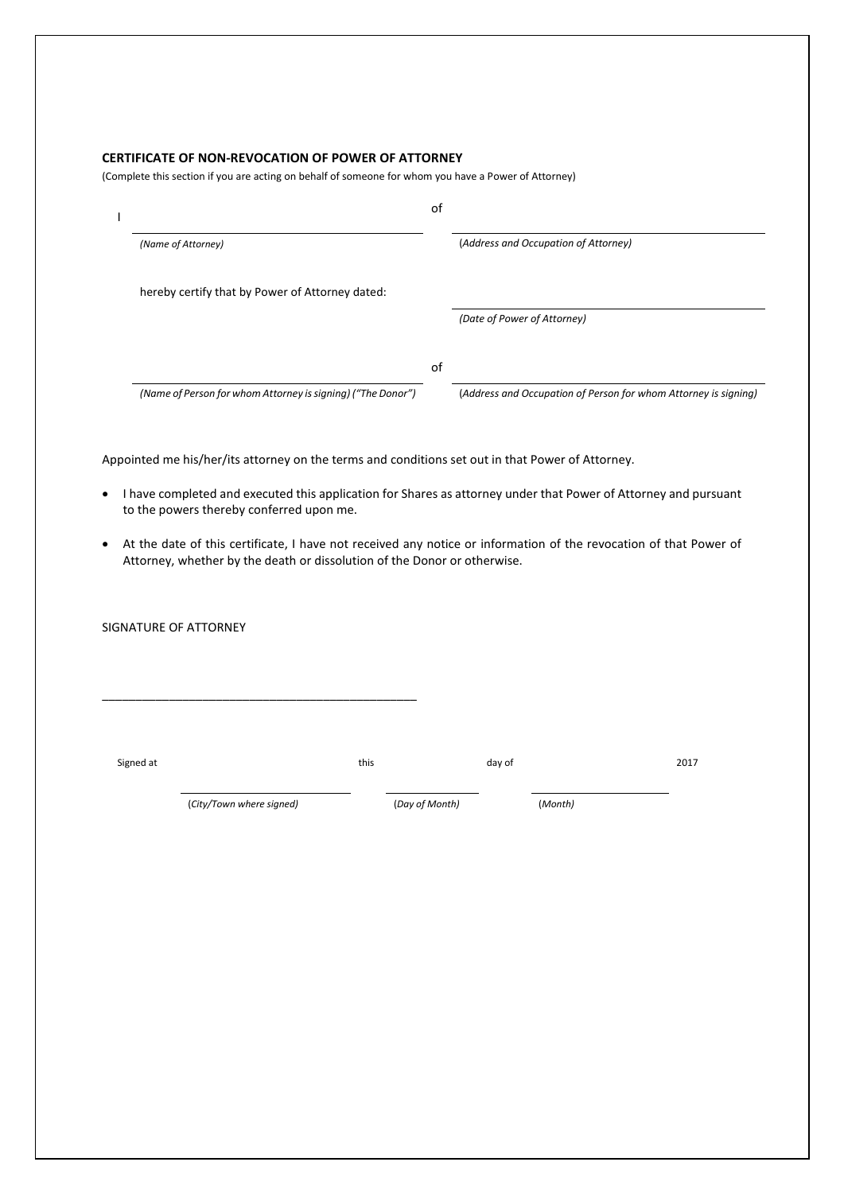**CERTIFICATE OF NON-REVOCATION OF POWER OF ATTORNEY**

(Complete this section if you are acting on behalf of someone for whom you have a Power of Attorney)

I ______________________________ of ______________________________

*(Name of Attorney)* (*Address and Occupation of Attorney)*

hereby certify that by Power of Attorney dated: ______________________________

*(Date of Power of Attorney)*

______________________________ of ______________________________

*(Name of Person for whom Attorney is signing) ("The Donor")* (*Address and Occupation of Person for whom Attorney is signing)*

Appointed me his/her/its attorney on the terms and conditions set out in that Power of Attorney.

- I have completed and executed this application for Shares as attorney under that Power of Attorney and pursuant to the powers thereby conferred upon me.
- At the date of this certificate, I have not received any notice or information of the revocation of that Power of Attorney, whether by the death or dissolution of the Donor or otherwise.

SIGNATURE OF ATTORNEY

______________________________________________

Signed at ______________________ this ______________ day of ______________________ 2017

(*City/Town where signed)* (*Day of Month)* (*Month)*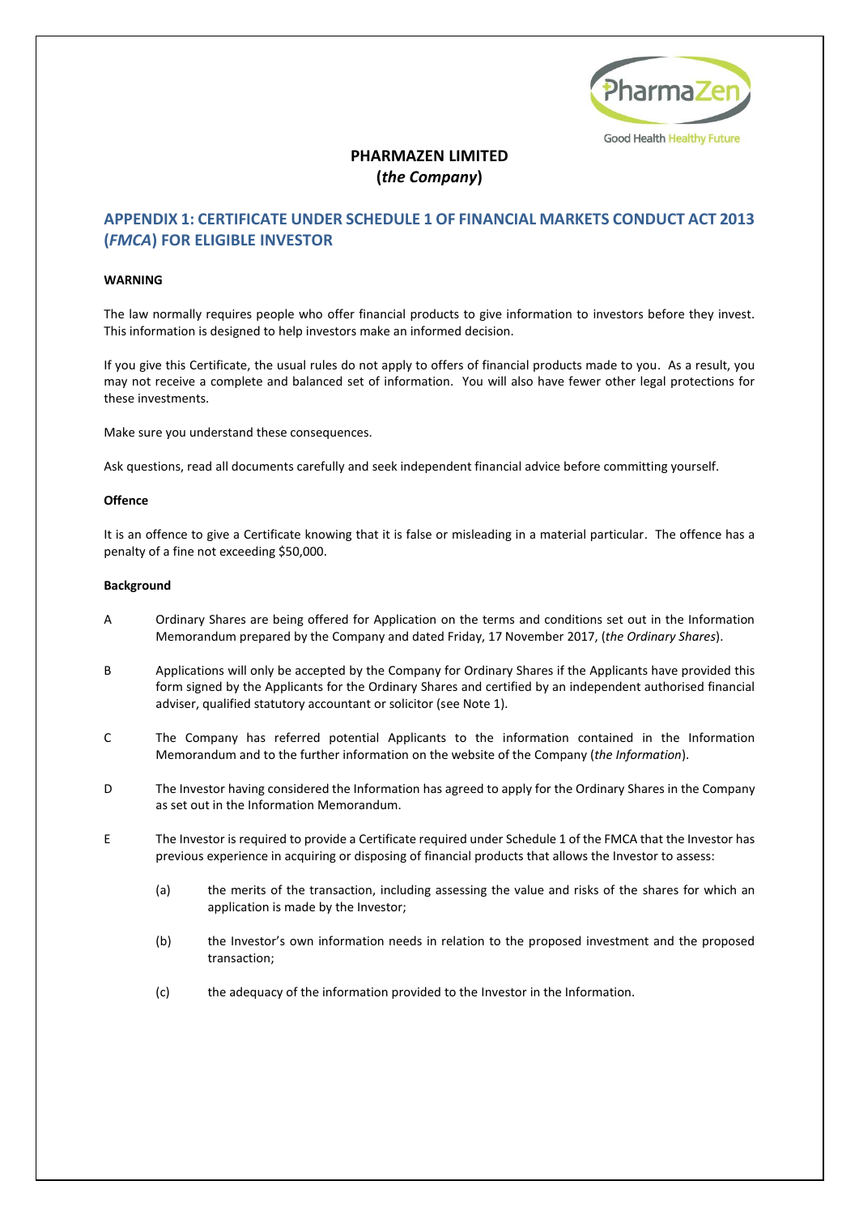# PHARMAZEN LIMITED
## (*the Company*)

## APPENDIX 1: CERTIFICATE UNDER SCHEDULE 1 OF FINANCIAL MARKETS CONDUCT ACT 2013 (*FMCA*) FOR ELIGIBLE INVESTOR

**WARNING**

The law normally requires people who offer financial products to give information to investors before they invest. This information is designed to help investors make an informed decision.

If you give this Certificate, the usual rules do not apply to offers of financial products made to you. As a result, you may not receive a complete and balanced set of information. You will also have fewer other legal protections for these investments.

Make sure you understand these consequences.

Ask questions, read all documents carefully and seek independent financial advice before committing yourself.

**Offence**

It is an offence to give a Certificate knowing that it is false or misleading in a material particular. The offence has a penalty of a fine not exceeding $50,000.

**Background**

A Ordinary Shares are being offered for Application on the terms and conditions set out in the Information Memorandum prepared by the Company and dated Friday, 17 November 2017, (*the Ordinary Shares*).

B Applications will only be accepted by the Company for Ordinary Shares if the Applicants have provided this form signed by the Applicants for the Ordinary Shares and certified by an independent authorised financial adviser, qualified statutory accountant or solicitor (see Note 1).

C The Company has referred potential Applicants to the information contained in the Information Memorandum and to the further information on the website of the Company (*the Information*).

D The Investor having considered the Information has agreed to apply for the Ordinary Shares in the Company as set out in the Information Memorandum.

E The Investor is required to provide a Certificate required under Schedule 1 of the FMCA that the Investor has previous experience in acquiring or disposing of financial products that allows the Investor to assess:

(a) the merits of the transaction, including assessing the value and risks of the shares for which an application is made by the Investor;

(b) the Investor's own information needs in relation to the proposed investment and the proposed transaction;

(c) the adequacy of the information provided to the Investor in the Information.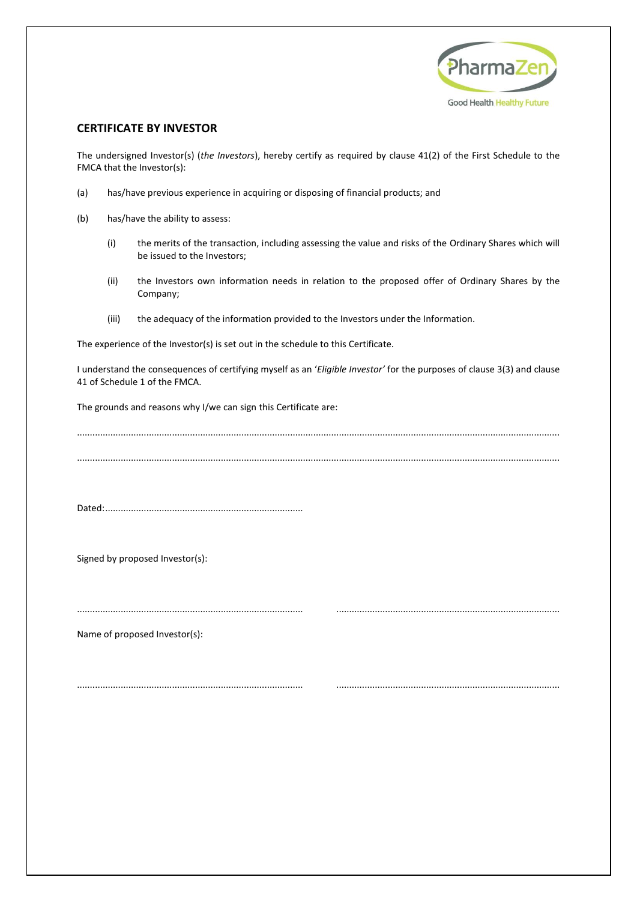## CERTIFICATE BY INVESTOR

The undersigned Investor(s) (*the Investors*), hereby certify as required by clause 41(2) of the First Schedule to the FMCA that the Investor(s):

(a) has/have previous experience in acquiring or disposing of financial products; and

(b) has/have the ability to assess:

  (i) the merits of the transaction, including assessing the value and risks of the Ordinary Shares which will be issued to the Investors;

  (ii) the Investors own information needs in relation to the proposed offer of Ordinary Shares by the Company;

  (iii) the adequacy of the information provided to the Investors under the Information.

The experience of the Investor(s) is set out in the schedule to this Certificate.

I understand the consequences of certifying myself as an '*Eligible Investor'* for the purposes of clause 3(3) and clause 41 of Schedule 1 of the FMCA.

The grounds and reasons why I/we can sign this Certificate are:

..........................................................................................................................................................................

..........................................................................................................................................................................

Dated:............................................................................

Signed by proposed Investor(s):

.......................................................................................  .......................................................................................

Name of proposed Investor(s):

.......................................................................................  .......................................................................................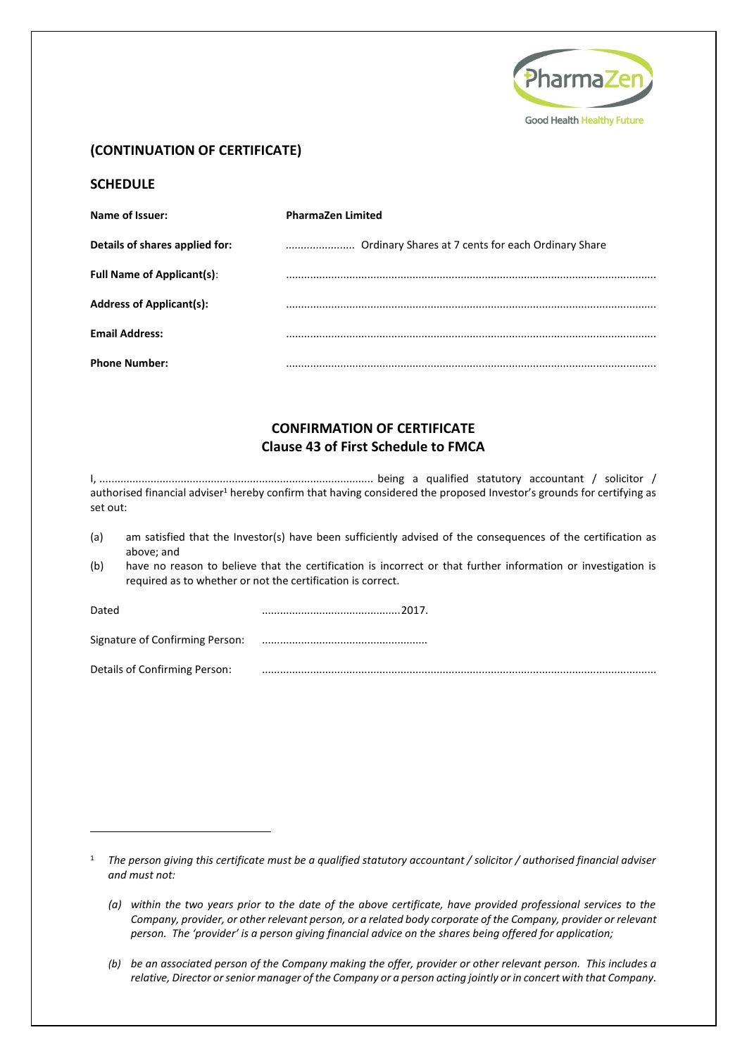## (CONTINUATION OF CERTIFICATE)

## SCHEDULE

| | |
|---|---|
| **Name of Issuer:** | **PharmaZen Limited** |
| **Details of shares applied for:** | ...................... Ordinary Shares at 7 cents for each Ordinary Share |
| **Full Name of Applicant(s)**: | ........................................................................................................................ |
| **Address of Applicant(s):** | ........................................................................................................................ |
| **Email Address:** | ........................................................................................................................ |
| **Phone Number:** | ........................................................................................................................ |

## CONFIRMATION OF CERTIFICATE
### Clause 43 of First Schedule to FMCA

I, ........................................................................................... being a qualified statutory accountant / solicitor / authorised financial adviser[1] hereby confirm that having considered the proposed Investor's grounds for certifying as set out:

(a) am satisfied that the Investor(s) have been sufficiently advised of the consequences of the certification as above; and

(b) have no reason to believe that the certification is incorrect or that further information or investigation is required as to whether or not the certification is correct.

Dated ..............................................2017.

Signature of Confirming Person: ......................................................

Details of Confirming Person: ..................................................................................................................

---

[1] *The person giving this certificate must be a qualified statutory accountant / solicitor / authorised financial adviser and must not:*

*(a) within the two years prior to the date of the above certificate, have provided professional services to the Company, provider, or other relevant person, or a related body corporate of the Company, provider or relevant person. The 'provider' is a person giving financial advice on the shares being offered for application;*

*(b) be an associated person of the Company making the offer, provider or other relevant person. This includes a relative, Director or senior manager of the Company or a person acting jointly or in concert with that Company.*